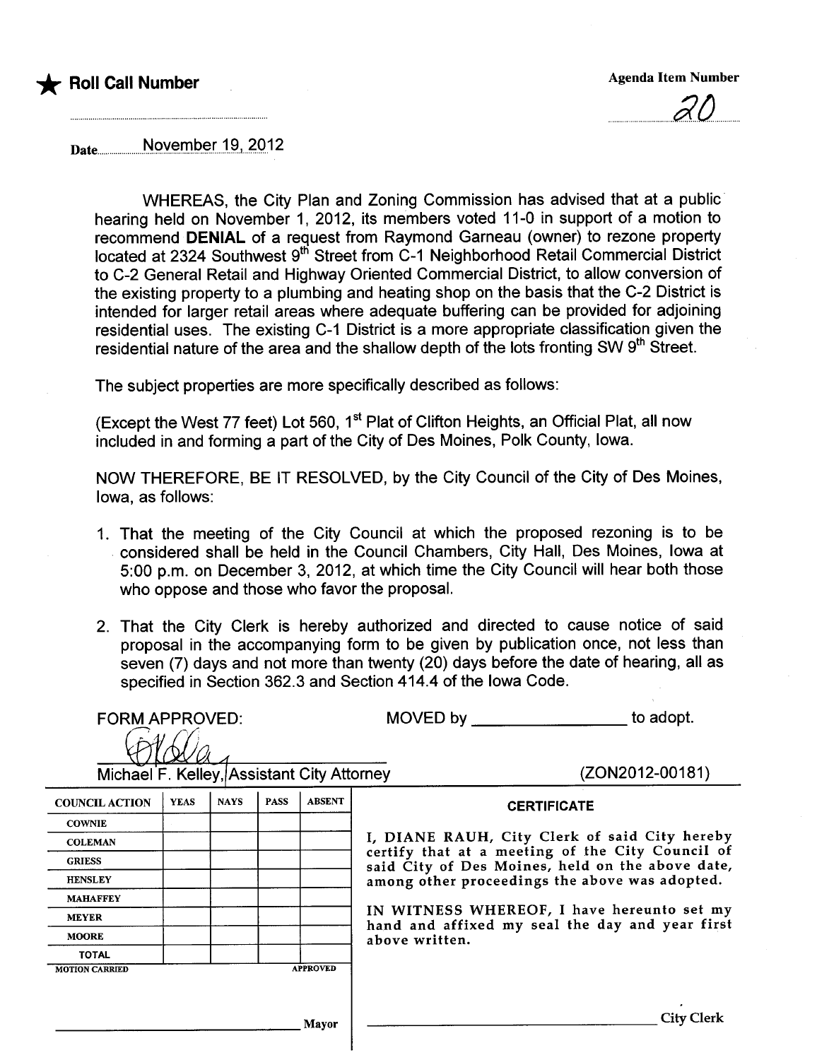★ **Roll Call Number**

**Agenda Item Number**

20

Date November 19, 2012

WHEREAS, the City Plan and Zoning Commission has advised that at a public hearing held on November 1, 2012, its members voted 11-0 in support of a motion to recommend **DENIAL** of a request from Raymond Garneau (owner) to rezone property located at 2324 Southwest 9th Street from C-1 Neighborhood Retail Commercial District to C-2 General Retail and Highway Oriented Commercial District, to allow conversion of the existing property to a plumbing and heating shop on the basis that the C-2 District is intended for larger retail areas where adequate buffering can be provided for adjoining residential uses. The existing C-1 District is a more appropriate classification given the residential nature of the area and the shallow depth of the lots fronting SW 9th Street.

The subject properties are more specifically described as follows:

(Except the West 77 feet) Lot 560, 1st Plat of Clifton Heights, an Official Plat, all now included in and forming a part of the City of Des Moines, Polk County, Iowa.

NOW THEREFORE, BE IT RESOLVED, by the City Council of the City of Des Moines, Iowa, as follows:

1. That the meeting of the City Council at which the proposed rezoning is to be considered shall be held in the Council Chambers, City Hall, Des Moines, Iowa at 5:00 p.m. on December 3, 2012, at which time the City Council will hear both those who oppose and those who favor the proposal.

2. That the City Clerk is hereby authorized and directed to cause notice of said proposal in the accompanying form to be given by publication once, not less than seven (7) days and not more than twenty (20) days before the date of hearing, all as specified in Section 362.3 and Section 414.4 of the Iowa Code.

FORM APPROVED:

Michael F. Kelley, Assistant City Attorney

MOVED by ________________ to adopt.

(ZON2012-00181)

| COUNCIL ACTION | YEAS | NAYS | PASS | ABSENT |
|---|---|---|---|---|
| COWNIE | | | | |
| COLEMAN | | | | |
| GRIESS | | | | |
| HENSLEY | | | | |
| MAHAFFEY | | | | |
| MEYER | | | | |
| MOORE | | | | |
| TOTAL | | | | |

MOTION CARRIED APPROVED

________________ Mayor

**CERTIFICATE**

I, DIANE RAUH, City Clerk of said City hereby certify that at a meeting of the City Council of said City of Des Moines, held on the above date, among other proceedings the above was adopted.

IN WITNESS WHEREOF, I have hereunto set my hand and affixed my seal the day and year first above written.

________________ City Clerk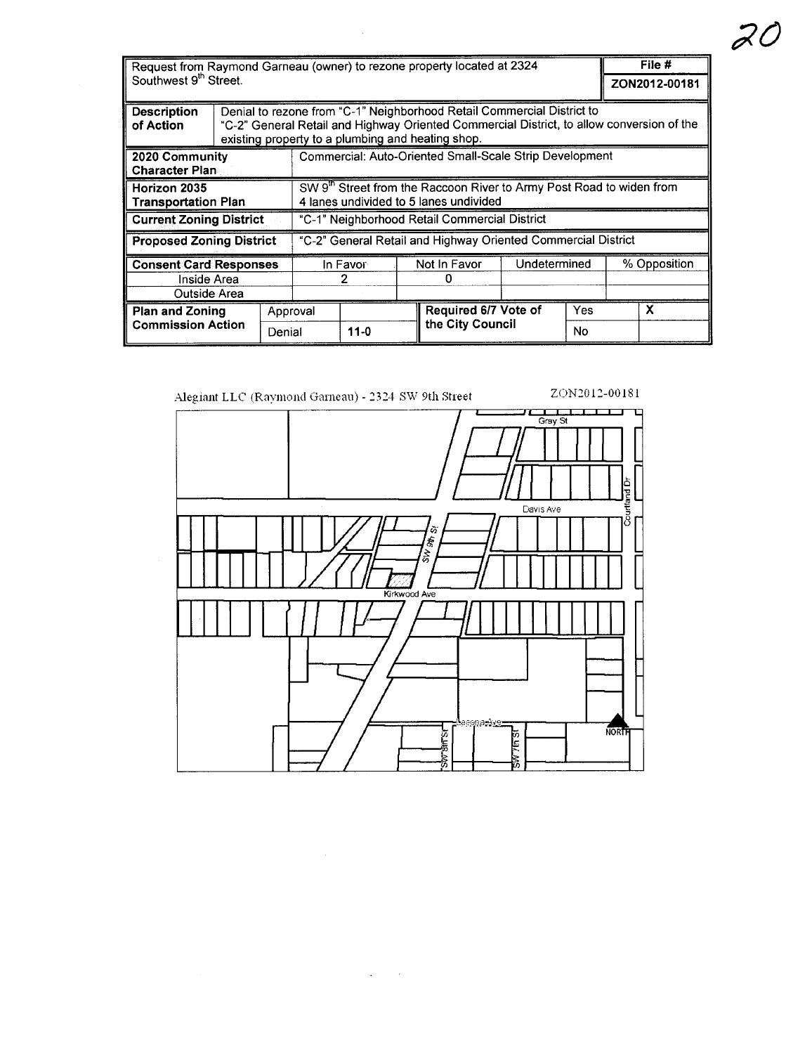20

| Request from Raymond Garneau (owner) to rezone property located at 2324 Southwest 9[th] Street. | | | | | | | | File # |
|---|---|---|---|---|---|---|---|---|
| | | | | | | | | ZON2012-00181 |
| **Description of Action** | Denial to rezone from "C-1" Neighborhood Retail Commercial District to "C-2" General Retail and Highway Oriented Commercial District, to allow conversion of the existing property to a plumbing and heating shop. | | | | | | | |
| **2020 Community Character Plan** | | Commercial: Auto-Oriented Small-Scale Strip Development | | | | | | |
| **Horizon 2035 Transportation Plan** | | SW 9[th] Street from the Raccoon River to Army Post Road to widen from 4 lanes undivided to 5 lanes undivided | | | | | | |
| **Current Zoning District** | | "C-1" Neighborhood Retail Commercial District | | | | | | |
| **Proposed Zoning District** | | "C-2" General Retail and Highway Oriented Commercial District | | | | | | |
| **Consent Card Responses** | | In Favor | | Not In Favor | Undetermined | | % Opposition | |
| Inside Area | | 2 | | 0 | | | | |
| Outside Area | | | | | | | | |
| **Plan and Zoning Commission Action** | Approval | | | **Required 6/7 Vote of the City Council** | | Yes | | X |
| | Denial | 11-0 | | | | No | | |

Alegiant LLC (Raymond Garneau) - 2324 SW 9th Street

ZON2012-00181

Gray St

Courtland Dr

Davis Ave

SW 9th St

Kirkwood Ave

Lacona Ave

SW 8th St

SW 7th St

NORTH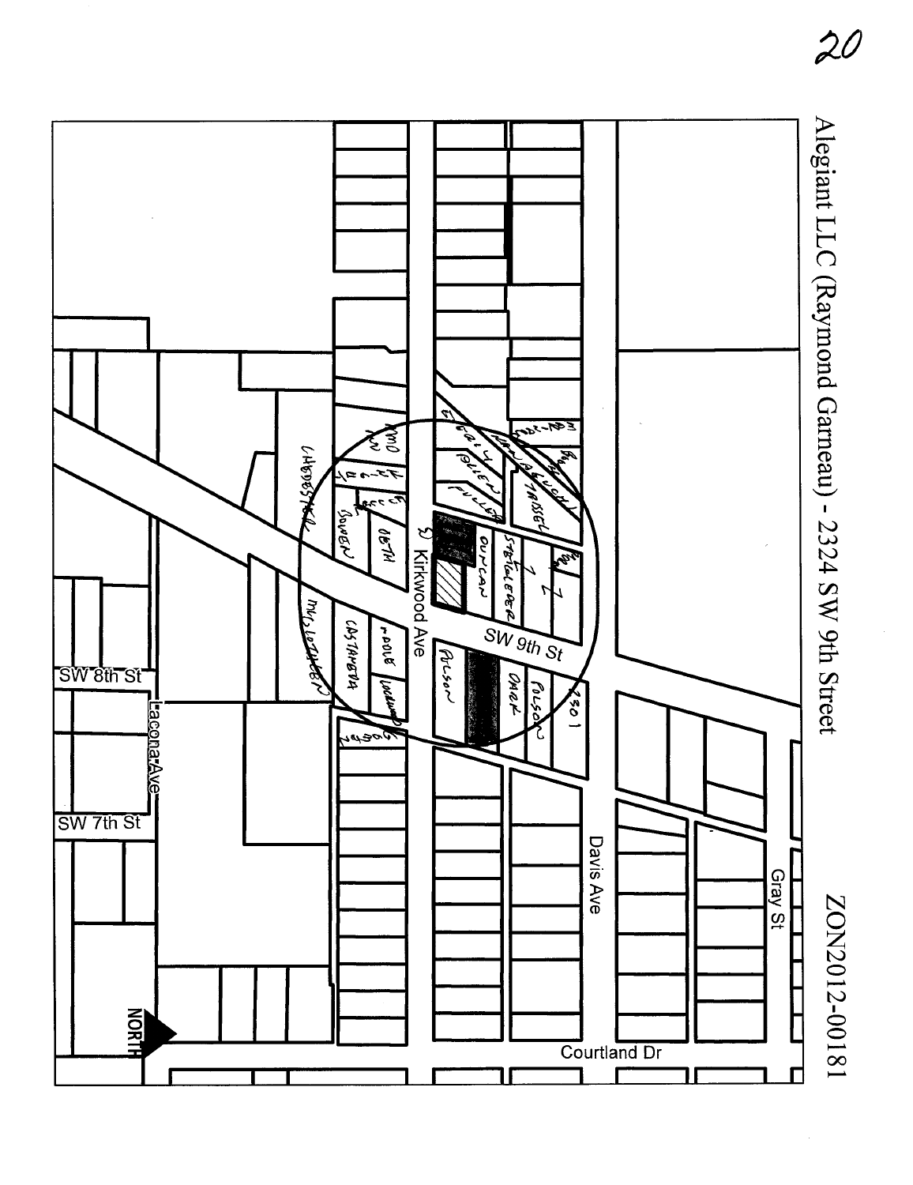# Alegiant LLC (Raymond Garneau) - 2324 SW 9th Street

ZON2012-00181

SW 9th St

Kirkwood Ave

Davis Ave

Gray St

Courtland Dr

SW 8th St

Lacona Ave

SW 7th St

NORTH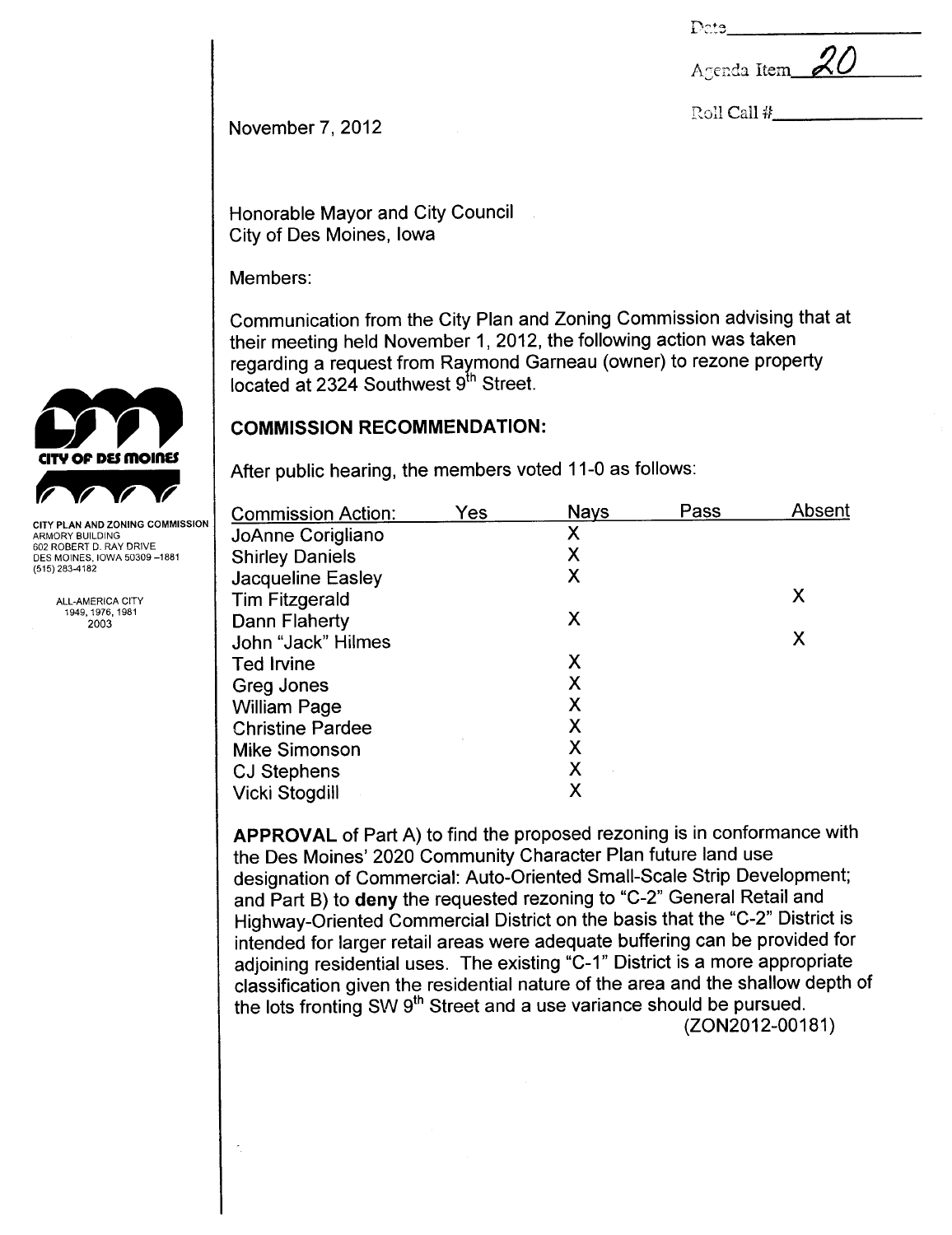Date\_\_\_\_\_\_\_\_\_\_\_\_\_\_\_\_

Agenda Item 20

Roll Call #\_\_\_\_\_\_\_\_\_\_\_\_\_\_

November 7, 2012

CITY OF DES MOINES

CITY PLAN AND ZONING COMMISSION
ARMORY BUILDING
602 ROBERT D. RAY DRIVE
DES MOINES, IOWA 50309 –1881
(515) 283-4182

ALL-AMERICA CITY
1949, 1976, 1981
2003

Honorable Mayor and City Council
City of Des Moines, Iowa

Members:

Communication from the City Plan and Zoning Commission advising that at their meeting held November 1, 2012, the following action was taken regarding a request from Raymond Garneau (owner) to rezone property located at 2324 Southwest 9th Street.

## COMMISSION RECOMMENDATION:

After public hearing, the members voted 11-0 as follows:

| Commission Action: | Yes | Nays | Pass | Absent |
|---|---|---|---|---|
| JoAnne Corigliano | | X | | |
| Shirley Daniels | | X | | |
| Jacqueline Easley | | X | | |
| Tim Fitzgerald | | | | X |
| Dann Flaherty | | X | | |
| John "Jack" Hilmes | | | | X |
| Ted Irvine | | X | | |
| Greg Jones | | X | | |
| William Page | | X | | |
| Christine Pardee | | X | | |
| Mike Simonson | | X | | |
| CJ Stephens | | X | | |
| Vicki Stogdill | | X | | |

**APPROVAL** of Part A) to find the proposed rezoning is in conformance with the Des Moines' 2020 Community Character Plan future land use designation of Commercial: Auto-Oriented Small-Scale Strip Development; and Part B) to **deny** the requested rezoning to "C-2" General Retail and Highway-Oriented Commercial District on the basis that the "C-2" District is intended for larger retail areas were adequate buffering can be provided for adjoining residential uses. The existing "C-1" District is a more appropriate classification given the residential nature of the area and the shallow depth of the lots fronting SW 9th Street and a use variance should be pursued.

(ZON2012-00181)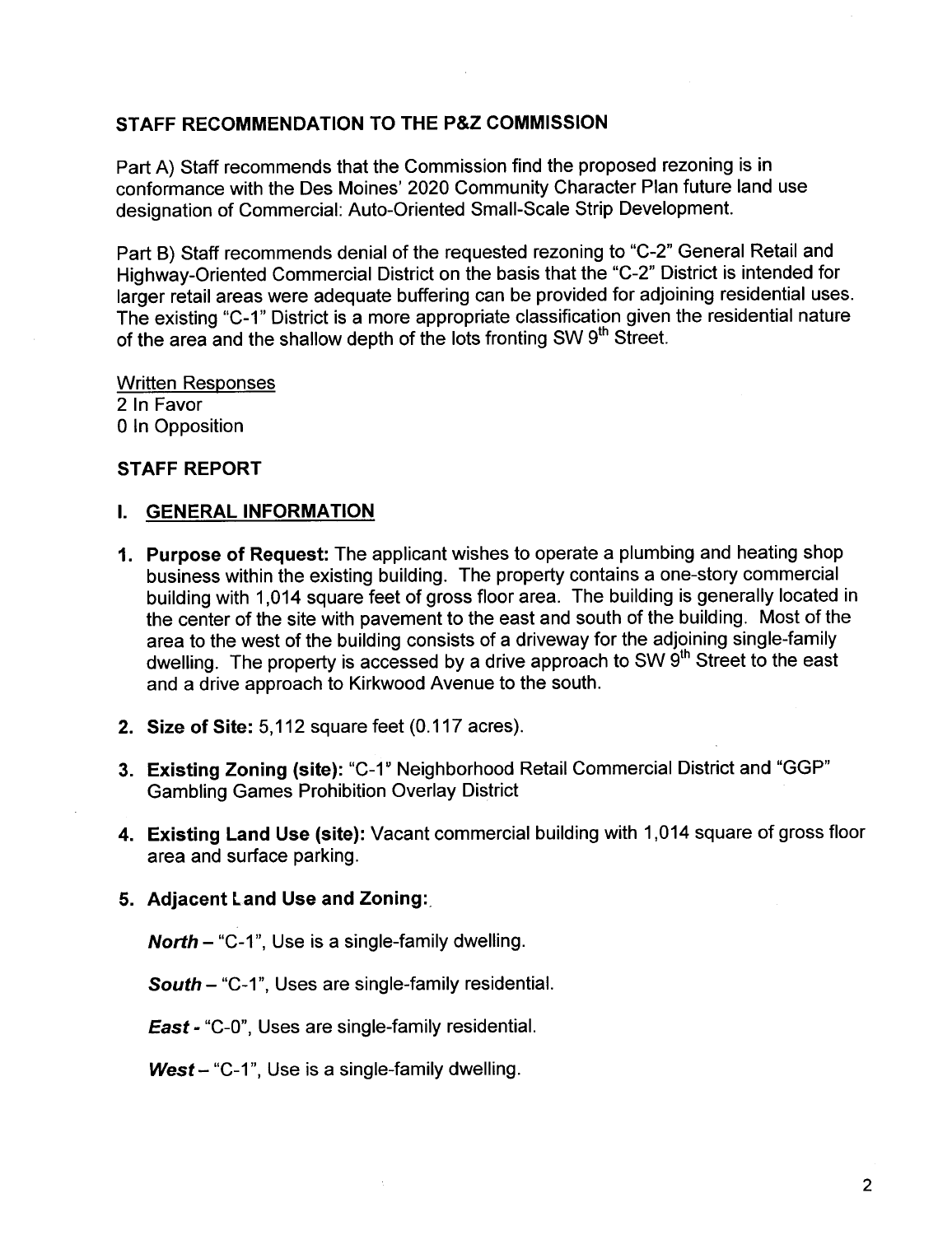## STAFF RECOMMENDATION TO THE P&Z COMMISSION

Part A) Staff recommends that the Commission find the proposed rezoning is in conformance with the Des Moines' 2020 Community Character Plan future land use designation of Commercial: Auto-Oriented Small-Scale Strip Development.

Part B) Staff recommends denial of the requested rezoning to "C-2" General Retail and Highway-Oriented Commercial District on the basis that the "C-2" District is intended for larger retail areas were adequate buffering can be provided for adjoining residential uses. The existing "C-1" District is a more appropriate classification given the residential nature of the area and the shallow depth of the lots fronting SW 9th Street.

Written Responses
2 In Favor
0 In Opposition

## STAFF REPORT

### I. GENERAL INFORMATION

1. **Purpose of Request:** The applicant wishes to operate a plumbing and heating shop business within the existing building. The property contains a one-story commercial building with 1,014 square feet of gross floor area. The building is generally located in the center of the site with pavement to the east and south of the building. Most of the area to the west of the building consists of a driveway for the adjoining single-family dwelling. The property is accessed by a drive approach to SW 9th Street to the east and a drive approach to Kirkwood Avenue to the south.

2. **Size of Site:** 5,112 square feet (0.117 acres).

3. **Existing Zoning (site):** "C-1" Neighborhood Retail Commercial District and "GGP" Gambling Games Prohibition Overlay District

4. **Existing Land Use (site):** Vacant commercial building with 1,014 square of gross floor area and surface parking.

5. **Adjacent Land Use and Zoning:**

   ***North*** – "C-1", Use is a single-family dwelling.

   ***South*** – "C-1", Uses are single-family residential.

   ***East*** - "C-0", Uses are single-family residential.

   ***West*** – "C-1", Use is a single-family dwelling.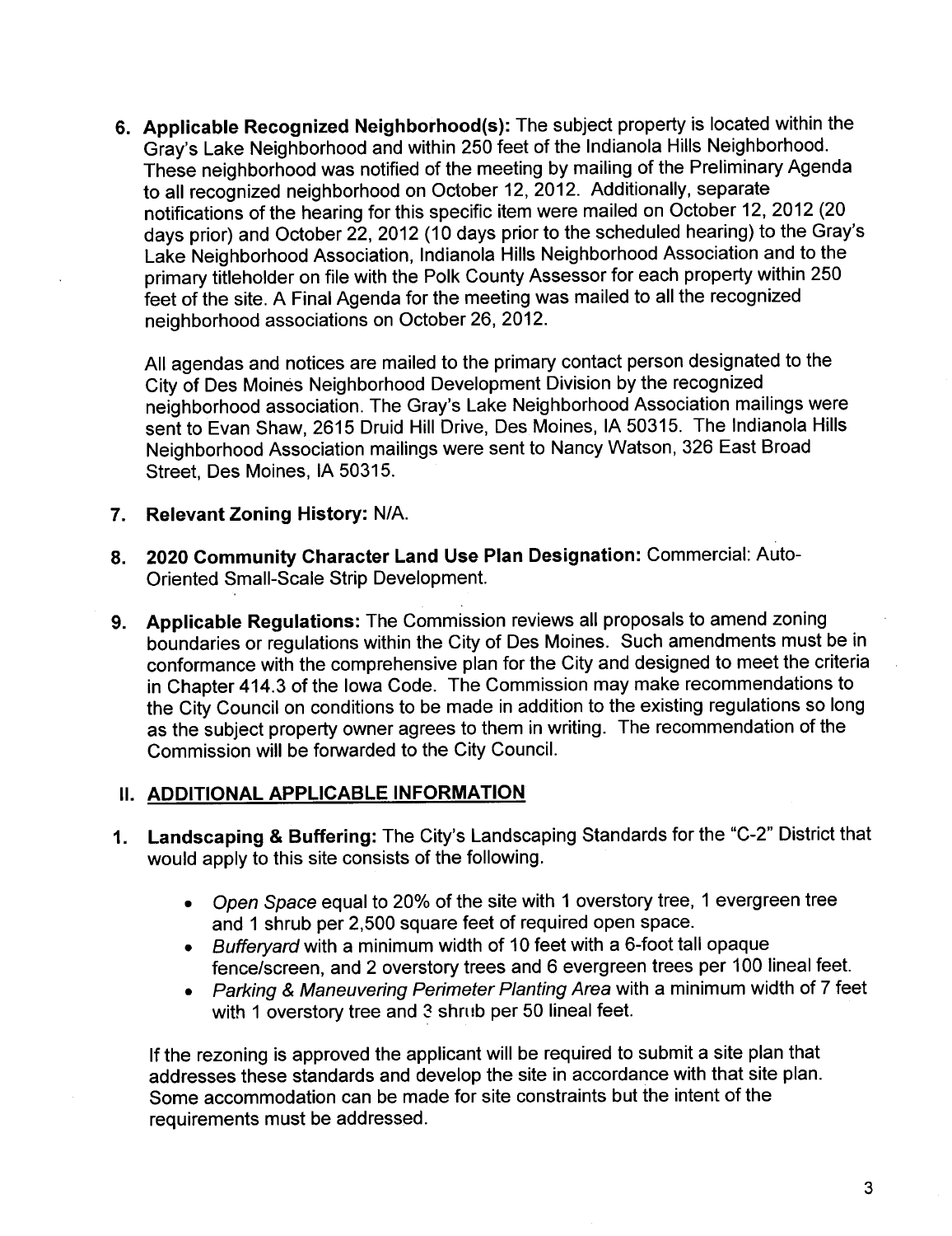6. **Applicable Recognized Neighborhood(s):** The subject property is located within the Gray's Lake Neighborhood and within 250 feet of the Indianola Hills Neighborhood. These neighborhood was notified of the meeting by mailing of the Preliminary Agenda to all recognized neighborhood on October 12, 2012. Additionally, separate notifications of the hearing for this specific item were mailed on October 12, 2012 (20 days prior) and October 22, 2012 (10 days prior to the scheduled hearing) to the Gray's Lake Neighborhood Association, Indianola Hills Neighborhood Association and to the primary titleholder on file with the Polk County Assessor for each property within 250 feet of the site. A Final Agenda for the meeting was mailed to all the recognized neighborhood associations on October 26, 2012.

   All agendas and notices are mailed to the primary contact person designated to the City of Des Moines Neighborhood Development Division by the recognized neighborhood association. The Gray's Lake Neighborhood Association mailings were sent to Evan Shaw, 2615 Druid Hill Drive, Des Moines, IA 50315. The Indianola Hills Neighborhood Association mailings were sent to Nancy Watson, 326 East Broad Street, Des Moines, IA 50315.

7. **Relevant Zoning History:** N/A.

8. **2020 Community Character Land Use Plan Designation:** Commercial: Auto-Oriented Small-Scale Strip Development.

9. **Applicable Regulations:** The Commission reviews all proposals to amend zoning boundaries or regulations within the City of Des Moines. Such amendments must be in conformance with the comprehensive plan for the City and designed to meet the criteria in Chapter 414.3 of the Iowa Code. The Commission may make recommendations to the City Council on conditions to be made in addition to the existing regulations so long as the subject property owner agrees to them in writing. The recommendation of the Commission will be forwarded to the City Council.

## II. ADDITIONAL APPLICABLE INFORMATION

1. **Landscaping & Buffering:** The City's Landscaping Standards for the "C-2" District that would apply to this site consists of the following.

   - *Open Space* equal to 20% of the site with 1 overstory tree, 1 evergreen tree and 1 shrub per 2,500 square feet of required open space.
   - *Bufferyard* with a minimum width of 10 feet with a 6-foot tall opaque fence/screen, and 2 overstory trees and 6 evergreen trees per 100 lineal feet.
   - *Parking & Maneuvering Perimeter Planting Area* with a minimum width of 7 feet with 1 overstory tree and 3 shrub per 50 lineal feet.

   If the rezoning is approved the applicant will be required to submit a site plan that addresses these standards and develop the site in accordance with that site plan. Some accommodation can be made for site constraints but the intent of the requirements must be addressed.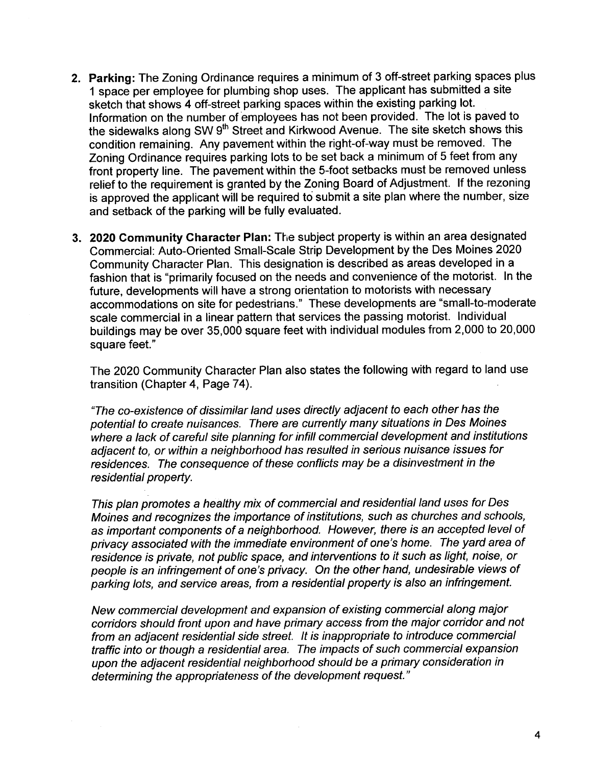2. **Parking:** The Zoning Ordinance requires a minimum of 3 off-street parking spaces plus 1 space per employee for plumbing shop uses. The applicant has submitted a site sketch that shows 4 off-street parking spaces within the existing parking lot. Information on the number of employees has not been provided. The lot is paved to the sidewalks along SW 9th Street and Kirkwood Avenue. The site sketch shows this condition remaining. Any pavement within the right-of-way must be removed. The Zoning Ordinance requires parking lots to be set back a minimum of 5 feet from any front property line. The pavement within the 5-foot setbacks must be removed unless relief to the requirement is granted by the Zoning Board of Adjustment. If the rezoning is approved the applicant will be required to submit a site plan where the number, size and setback of the parking will be fully evaluated.

3. **2020 Community Character Plan:** The subject property is within an area designated Commercial: Auto-Oriented Small-Scale Strip Development by the Des Moines 2020 Community Character Plan. This designation is described as areas developed in a fashion that is "primarily focused on the needs and convenience of the motorist. In the future, developments will have a strong orientation to motorists with necessary accommodations on site for pedestrians." These developments are "small-to-moderate scale commercial in a linear pattern that services the passing motorist. Individual buildings may be over 35,000 square feet with individual modules from 2,000 to 20,000 square feet."

   The 2020 Community Character Plan also states the following with regard to land use transition (Chapter 4, Page 74).

   *"The co-existence of dissimilar land uses directly adjacent to each other has the potential to create nuisances. There are currently many situations in Des Moines where a lack of careful site planning for infill commercial development and institutions adjacent to, or within a neighborhood has resulted in serious nuisance issues for residences. The consequence of these conflicts may be a disinvestment in the residential property.*

   *This plan promotes a healthy mix of commercial and residential land uses for Des Moines and recognizes the importance of institutions, such as churches and schools, as important components of a neighborhood. However, there is an accepted level of privacy associated with the immediate environment of one's home. The yard area of residence is private, not public space, and interventions to it such as light, noise, or people is an infringement of one's privacy. On the other hand, undesirable views of parking lots, and service areas, from a residential property is also an infringement.*

   *New commercial development and expansion of existing commercial along major corridors should front upon and have primary access from the major corridor and not from an adjacent residential side street. It is inappropriate to introduce commercial traffic into or though a residential area. The impacts of such commercial expansion upon the adjacent residential neighborhood should be a primary consideration in determining the appropriateness of the development request."*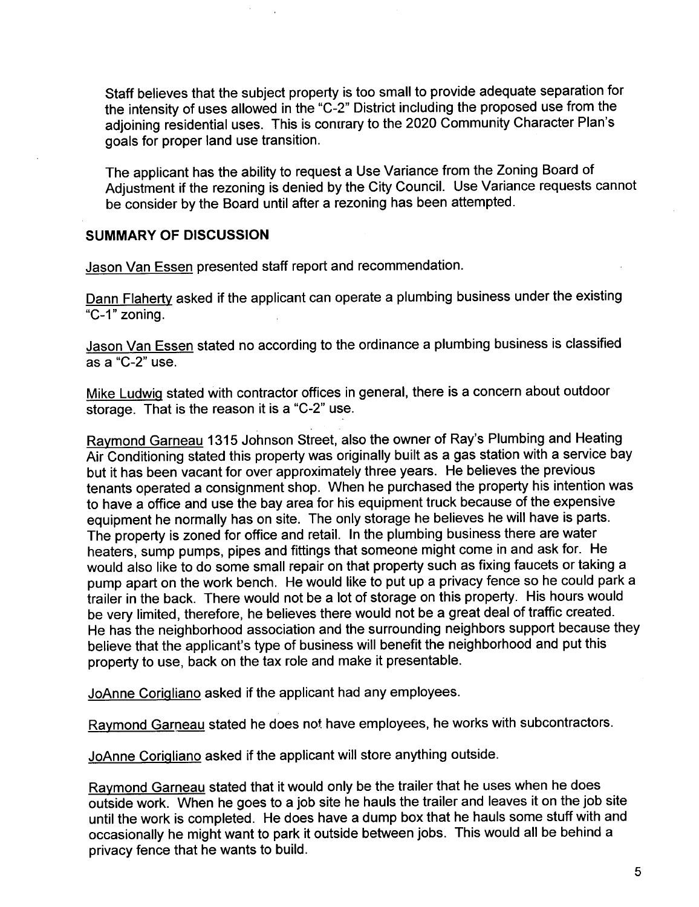Staff believes that the subject property is too small to provide adequate separation for the intensity of uses allowed in the "C-2" District including the proposed use from the adjoining residential uses. This is contrary to the 2020 Community Character Plan's goals for proper land use transition.

The applicant has the ability to request a Use Variance from the Zoning Board of Adjustment if the rezoning is denied by the City Council. Use Variance requests cannot be consider by the Board until after a rezoning has been attempted.

**SUMMARY OF DISCUSSION**

Jason Van Essen presented staff report and recommendation.

Dann Flaherty asked if the applicant can operate a plumbing business under the existing "C-1" zoning.

Jason Van Essen stated no according to the ordinance a plumbing business is classified as a "C-2" use.

Mike Ludwig stated with contractor offices in general, there is a concern about outdoor storage. That is the reason it is a "C-2" use.

Raymond Garneau 1315 Johnson Street, also the owner of Ray's Plumbing and Heating Air Conditioning stated this property was originally built as a gas station with a service bay but it has been vacant for over approximately three years. He believes the previous tenants operated a consignment shop. When he purchased the property his intention was to have a office and use the bay area for his equipment truck because of the expensive equipment he normally has on site. The only storage he believes he will have is parts. The property is zoned for office and retail. In the plumbing business there are water heaters, sump pumps, pipes and fittings that someone might come in and ask for. He would also like to do some small repair on that property such as fixing faucets or taking a pump apart on the work bench. He would like to put up a privacy fence so he could park a trailer in the back. There would not be a lot of storage on this property. His hours would be very limited, therefore, he believes there would not be a great deal of traffic created. He has the neighborhood association and the surrounding neighbors support because they believe that the applicant's type of business will benefit the neighborhood and put this property to use, back on the tax role and make it presentable.

JoAnne Corigliano asked if the applicant had any employees.

Raymond Garneau stated he does not have employees, he works with subcontractors.

JoAnne Corigliano asked if the applicant will store anything outside.

Raymond Garneau stated that it would only be the trailer that he uses when he does outside work. When he goes to a job site he hauls the trailer and leaves it on the job site until the work is completed. He does have a dump box that he hauls some stuff with and occasionally he might want to park it outside between jobs. This would all be behind a privacy fence that he wants to build.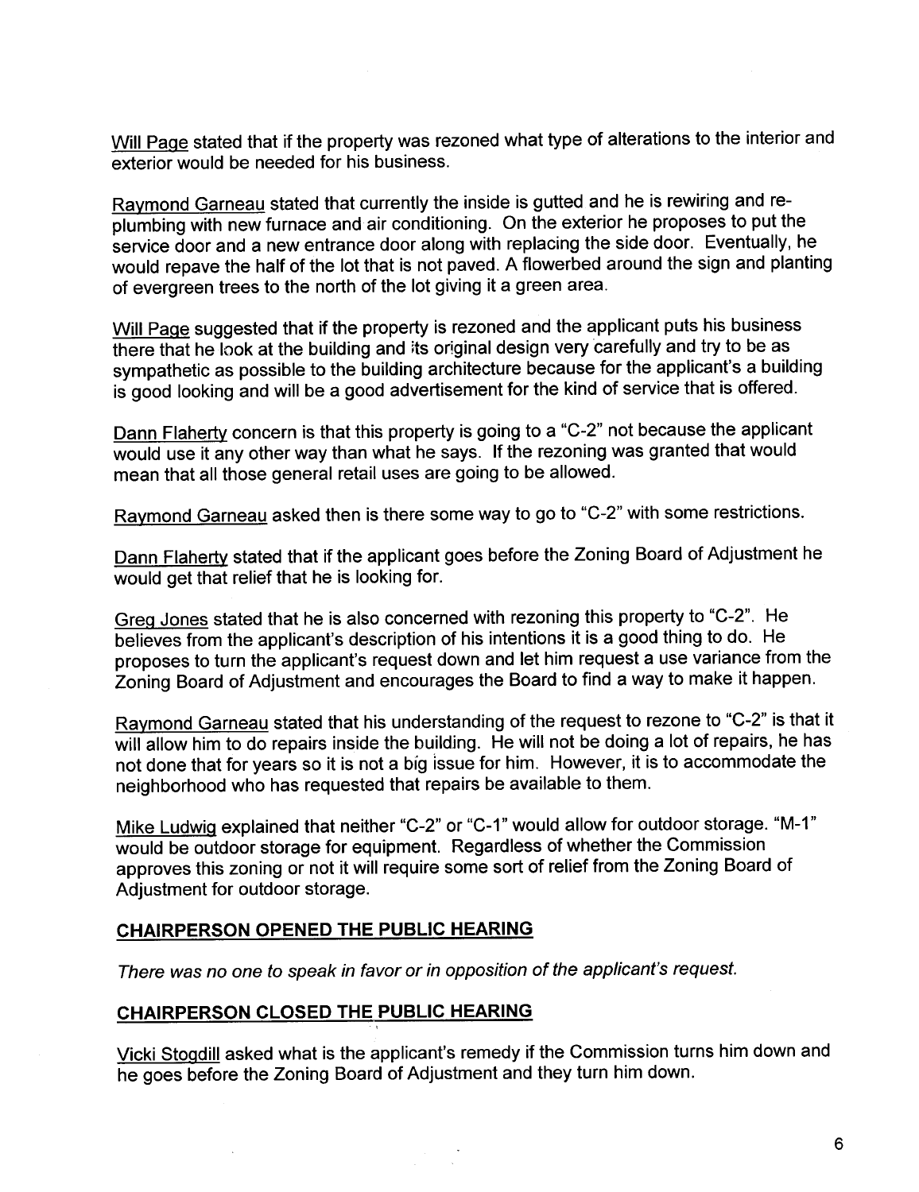Will Page stated that if the property was rezoned what type of alterations to the interior and exterior would be needed for his business.

Raymond Garneau stated that currently the inside is gutted and he is rewiring and re-plumbing with new furnace and air conditioning. On the exterior he proposes to put the service door and a new entrance door along with replacing the side door. Eventually, he would repave the half of the lot that is not paved. A flowerbed around the sign and planting of evergreen trees to the north of the lot giving it a green area.

Will Page suggested that if the property is rezoned and the applicant puts his business there that he look at the building and its original design very carefully and try to be as sympathetic as possible to the building architecture because for the applicant's a building is good looking and will be a good advertisement for the kind of service that is offered.

Dann Flaherty concern is that this property is going to a "C-2" not because the applicant would use it any other way than what he says. If the rezoning was granted that would mean that all those general retail uses are going to be allowed.

Raymond Garneau asked then is there some way to go to "C-2" with some restrictions.

Dann Flaherty stated that if the applicant goes before the Zoning Board of Adjustment he would get that relief that he is looking for.

Greg Jones stated that he is also concerned with rezoning this property to "C-2". He believes from the applicant's description of his intentions it is a good thing to do. He proposes to turn the applicant's request down and let him request a use variance from the Zoning Board of Adjustment and encourages the Board to find a way to make it happen.

Raymond Garneau stated that his understanding of the request to rezone to "C-2" is that it will allow him to do repairs inside the building. He will not be doing a lot of repairs, he has not done that for years so it is not a big issue for him. However, it is to accommodate the neighborhood who has requested that repairs be available to them.

Mike Ludwig explained that neither "C-2" or "C-1" would allow for outdoor storage. "M-1" would be outdoor storage for equipment. Regardless of whether the Commission approves this zoning or not it will require some sort of relief from the Zoning Board of Adjustment for outdoor storage.

**CHAIRPERSON OPENED THE PUBLIC HEARING**

*There was no one to speak in favor or in opposition of the applicant's request.*

**CHAIRPERSON CLOSED THE PUBLIC HEARING**

Vicki Stogdill asked what is the applicant's remedy if the Commission turns him down and he goes before the Zoning Board of Adjustment and they turn him down.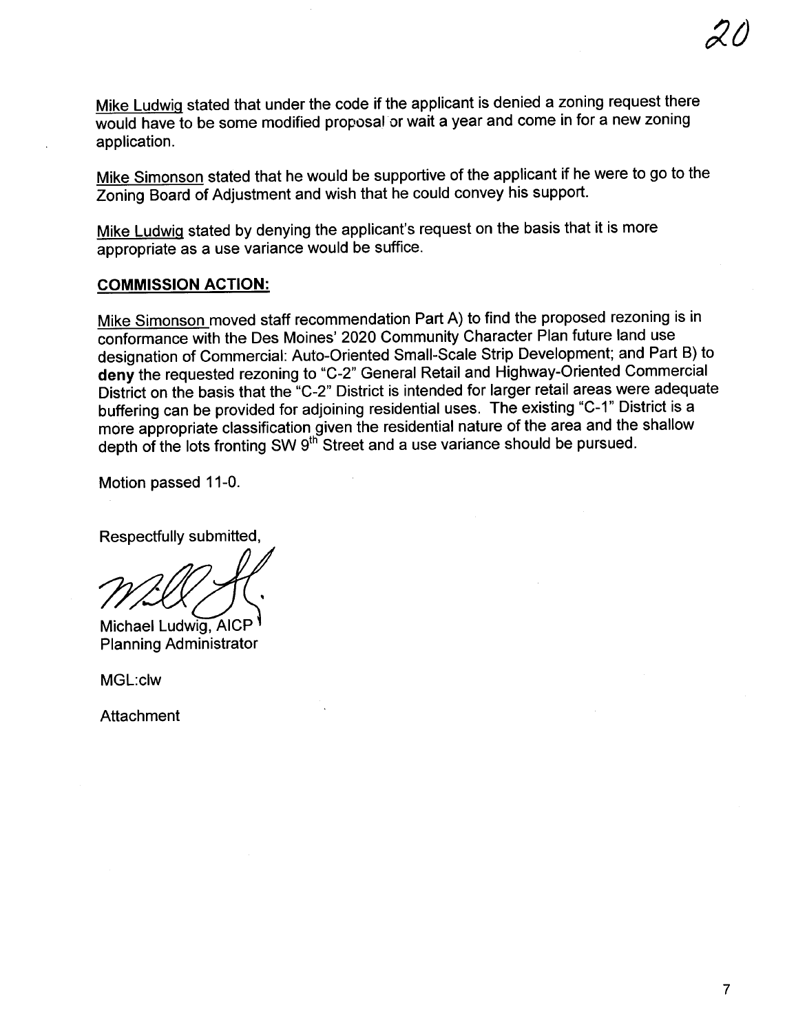Mike Ludwig stated that under the code if the applicant is denied a zoning request there would have to be some modified proposal or wait a year and come in for a new zoning application.

Mike Simonson stated that he would be supportive of the applicant if he were to go to the Zoning Board of Adjustment and wish that he could convey his support.

Mike Ludwig stated by denying the applicant's request on the basis that it is more appropriate as a use variance would be suffice.

**COMMISSION ACTION:**

Mike Simonson moved staff recommendation Part A) to find the proposed rezoning is in conformance with the Des Moines' 2020 Community Character Plan future land use designation of Commercial: Auto-Oriented Small-Scale Strip Development; and Part B) to **deny** the requested rezoning to "C-2" General Retail and Highway-Oriented Commercial District on the basis that the "C-2" District is intended for larger retail areas were adequate buffering can be provided for adjoining residential uses. The existing "C-1" District is a more appropriate classification given the residential nature of the area and the shallow depth of the lots fronting SW 9th Street and a use variance should be pursued.

Motion passed 11-0.

Respectfully submitted,

Michael Ludwig, AICP
Planning Administrator

MGL:clw

Attachment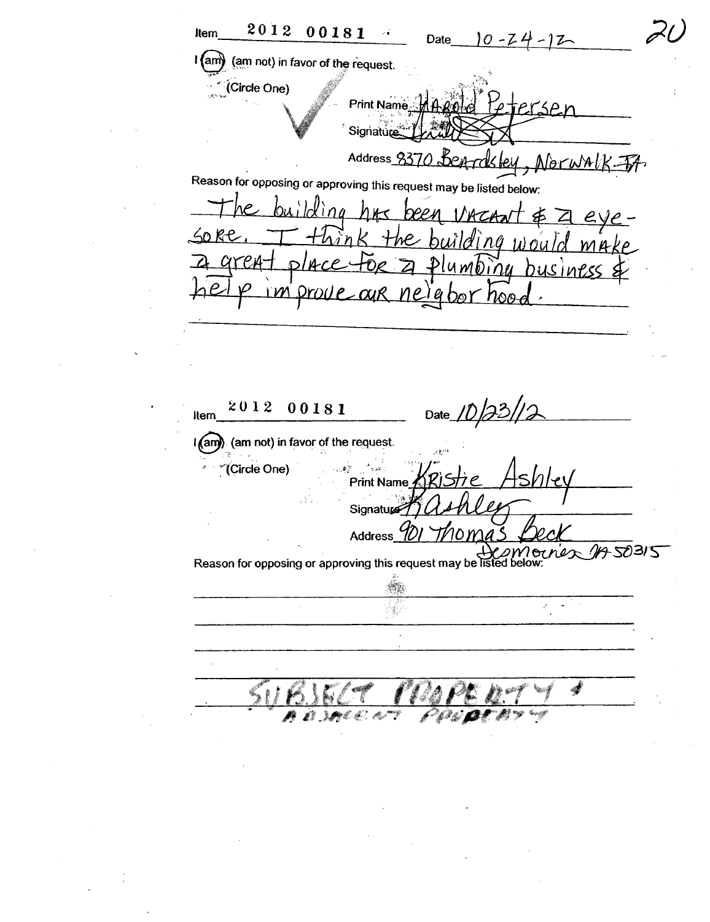Item 2012 00181 Date 10-24-12

I (am) (am not) in favor of the request.

(Circle One)

Print Name Harold Petersen

Signature [signature]

Address 8370 Beardsley, Norwalk IA

Reason for opposing or approving this request may be listed below:

The building has been vacant & a eye-sore. I think the building would make a great place for a plumbing business & help improve our neigborhood.

---

Item 2012 00181 Date 10/23/12

I (am) (am not) in favor of the request.

(Circle One)

Print Name Kristie Ashley

Signature K Ashley

Address 901 Thomas Beck Desmoines IA 50315

Reason for opposing or approving this request may be listed below:

SUBJECT PROPERTY + ADJACENT PROPERTY